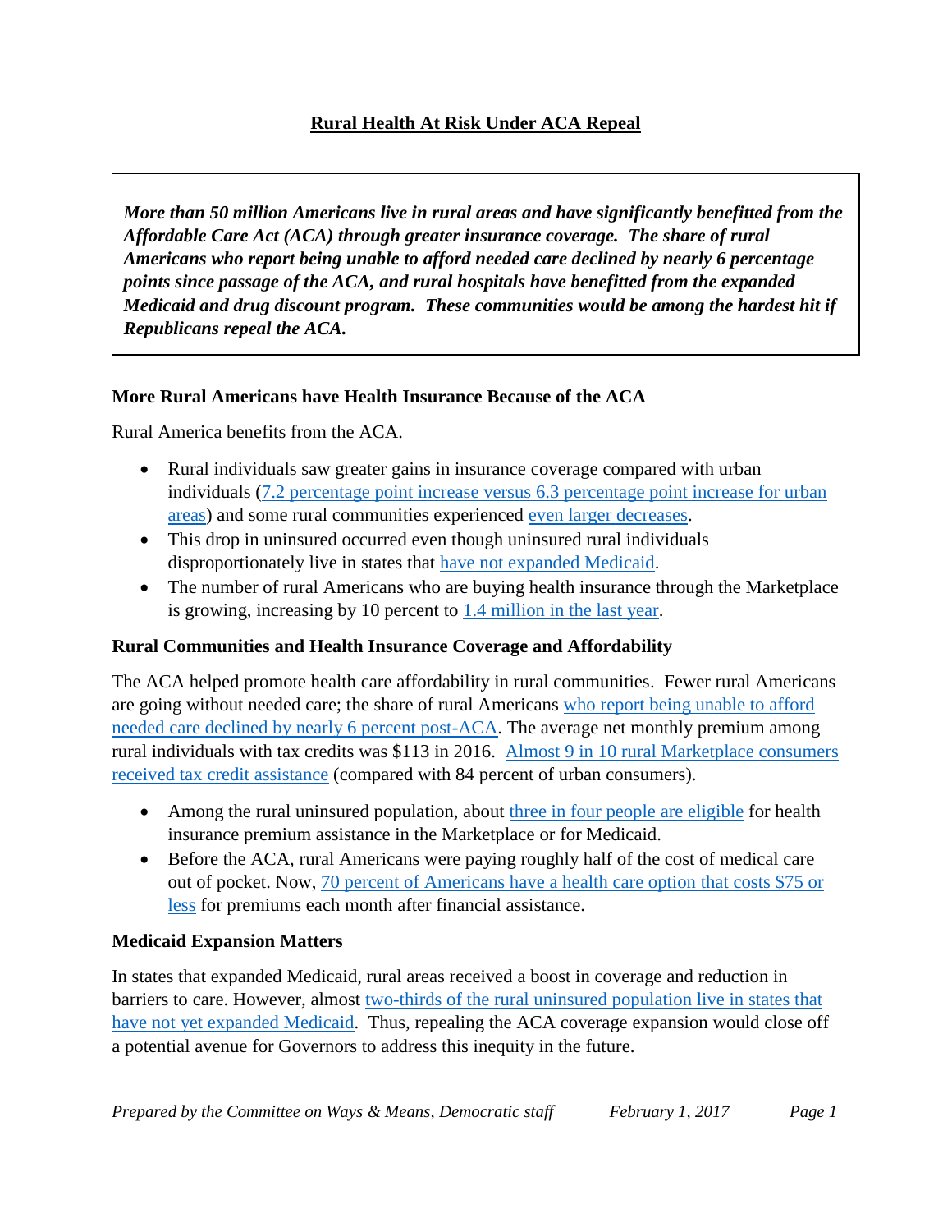# Rural Health At Risk Under ACA Repeal

***More than 50 million Americans live in rural areas and have significantly benefitted from the Affordable Care Act (ACA) through greater insurance coverage. The share of rural Americans who report being unable to afford needed care declined by nearly 6 percentage points since passage of the ACA, and rural hospitals have benefitted from the expanded Medicaid and drug discount program. These communities would be among the hardest hit if Republicans repeal the ACA.***

## More Rural Americans have Health Insurance Because of the ACA

Rural America benefits from the ACA.

- Rural individuals saw greater gains in insurance coverage compared with urban individuals (7.2 percentage point increase versus 6.3 percentage point increase for urban areas) and some rural communities experienced even larger decreases.
- This drop in uninsured occurred even though uninsured rural individuals disproportionately live in states that have not expanded Medicaid.
- The number of rural Americans who are buying health insurance through the Marketplace is growing, increasing by 10 percent to 1.4 million in the last year.

## Rural Communities and Health Insurance Coverage and Affordability

The ACA helped promote health care affordability in rural communities. Fewer rural Americans are going without needed care; the share of rural Americans who report being unable to afford needed care declined by nearly 6 percent post-ACA. The average net monthly premium among rural individuals with tax credits was $113 in 2016. Almost 9 in 10 rural Marketplace consumers received tax credit assistance (compared with 84 percent of urban consumers).

- Among the rural uninsured population, about three in four people are eligible for health insurance premium assistance in the Marketplace or for Medicaid.
- Before the ACA, rural Americans were paying roughly half of the cost of medical care out of pocket. Now, 70 percent of Americans have a health care option that costs $75 or less for premiums each month after financial assistance.

## Medicaid Expansion Matters

In states that expanded Medicaid, rural areas received a boost in coverage and reduction in barriers to care. However, almost two-thirds of the rural uninsured population live in states that have not yet expanded Medicaid. Thus, repealing the ACA coverage expansion would close off a potential avenue for Governors to address this inequity in the future.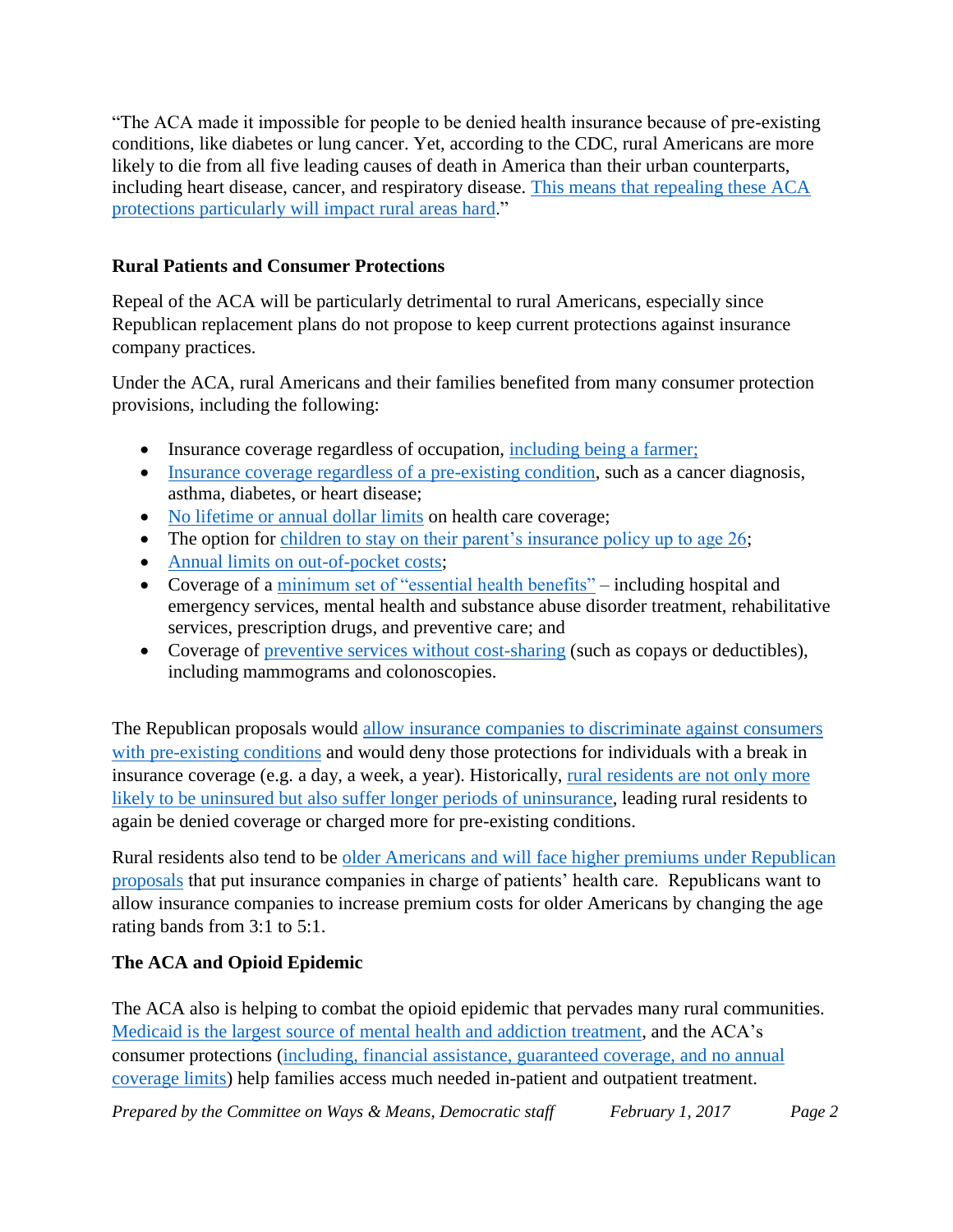"The ACA made it impossible for people to be denied health insurance because of pre-existing conditions, like diabetes or lung cancer. Yet, according to the CDC, rural Americans are more likely to die from all five leading causes of death in America than their urban counterparts, including heart disease, cancer, and respiratory disease. This means that repealing these ACA protections particularly will impact rural areas hard."

**Rural Patients and Consumer Protections**

Repeal of the ACA will be particularly detrimental to rural Americans, especially since Republican replacement plans do not propose to keep current protections against insurance company practices.

Under the ACA, rural Americans and their families benefited from many consumer protection provisions, including the following:

- Insurance coverage regardless of occupation, including being a farmer;
- Insurance coverage regardless of a pre-existing condition, such as a cancer diagnosis, asthma, diabetes, or heart disease;
- No lifetime or annual dollar limits on health care coverage;
- The option for children to stay on their parent's insurance policy up to age 26;
- Annual limits on out-of-pocket costs;
- Coverage of a minimum set of "essential health benefits" – including hospital and emergency services, mental health and substance abuse disorder treatment, rehabilitative services, prescription drugs, and preventive care; and
- Coverage of preventive services without cost-sharing (such as copays or deductibles), including mammograms and colonoscopies.

The Republican proposals would allow insurance companies to discriminate against consumers with pre-existing conditions and would deny those protections for individuals with a break in insurance coverage (e.g. a day, a week, a year). Historically, rural residents are not only more likely to be uninsured but also suffer longer periods of uninsurance, leading rural residents to again be denied coverage or charged more for pre-existing conditions.

Rural residents also tend to be older Americans and will face higher premiums under Republican proposals that put insurance companies in charge of patients' health care. Republicans want to allow insurance companies to increase premium costs for older Americans by changing the age rating bands from 3:1 to 5:1.

**The ACA and Opioid Epidemic**

The ACA also is helping to combat the opioid epidemic that pervades many rural communities. Medicaid is the largest source of mental health and addiction treatment, and the ACA's consumer protections (including, financial assistance, guaranteed coverage, and no annual coverage limits) help families access much needed in-patient and outpatient treatment.

*Prepared by the Committee on Ways & Means, Democratic staff February 1, 2017*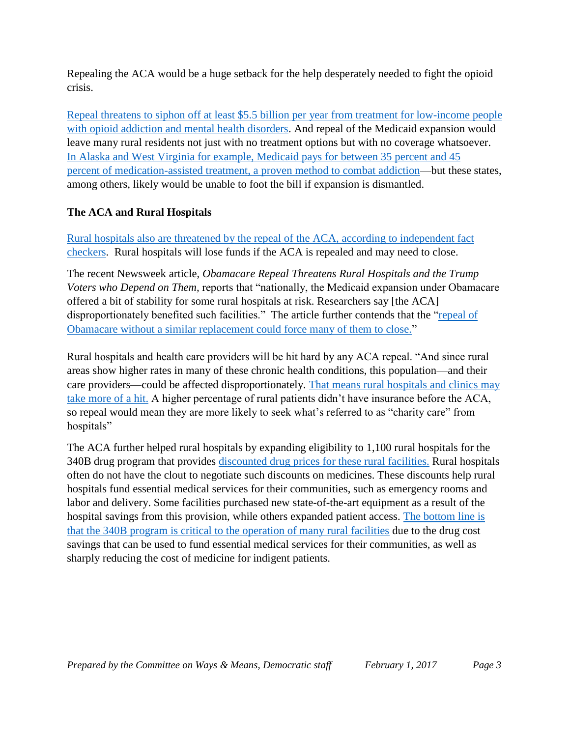Repealing the ACA would be a huge setback for the help desperately needed to fight the opioid crisis.

Repeal threatens to siphon off at least $5.5 billion per year from treatment for low-income people with opioid addiction and mental health disorders. And repeal of the Medicaid expansion would leave many rural residents not just with no treatment options but with no coverage whatsoever. In Alaska and West Virginia for example, Medicaid pays for between 35 percent and 45 percent of medication-assisted treatment, a proven method to combat addiction—but these states, among others, likely would be unable to foot the bill if expansion is dismantled.

### The ACA and Rural Hospitals

Rural hospitals also are threatened by the repeal of the ACA, according to independent fact checkers. Rural hospitals will lose funds if the ACA is repealed and may need to close.

The recent Newsweek article, *Obamacare Repeal Threatens Rural Hospitals and the Trump Voters who Depend on Them,* reports that "nationally, the Medicaid expansion under Obamacare offered a bit of stability for some rural hospitals at risk. Researchers say [the ACA] disproportionately benefited such facilities." The article further contends that the "repeal of Obamacare without a similar replacement could force many of them to close."

Rural hospitals and health care providers will be hit hard by any ACA repeal. "And since rural areas show higher rates in many of these chronic health conditions, this population—and their care providers—could be affected disproportionately. That means rural hospitals and clinics may take more of a hit. A higher percentage of rural patients didn't have insurance before the ACA, so repeal would mean they are more likely to seek what's referred to as "charity care" from hospitals"

The ACA further helped rural hospitals by expanding eligibility to 1,100 rural hospitals for the 340B drug program that provides discounted drug prices for these rural facilities. Rural hospitals often do not have the clout to negotiate such discounts on medicines. These discounts help rural hospitals fund essential medical services for their communities, such as emergency rooms and labor and delivery. Some facilities purchased new state-of-the-art equipment as a result of the hospital savings from this provision, while others expanded patient access. The bottom line is that the 340B program is critical to the operation of many rural facilities due to the drug cost savings that can be used to fund essential medical services for their communities, as well as sharply reducing the cost of medicine for indigent patients.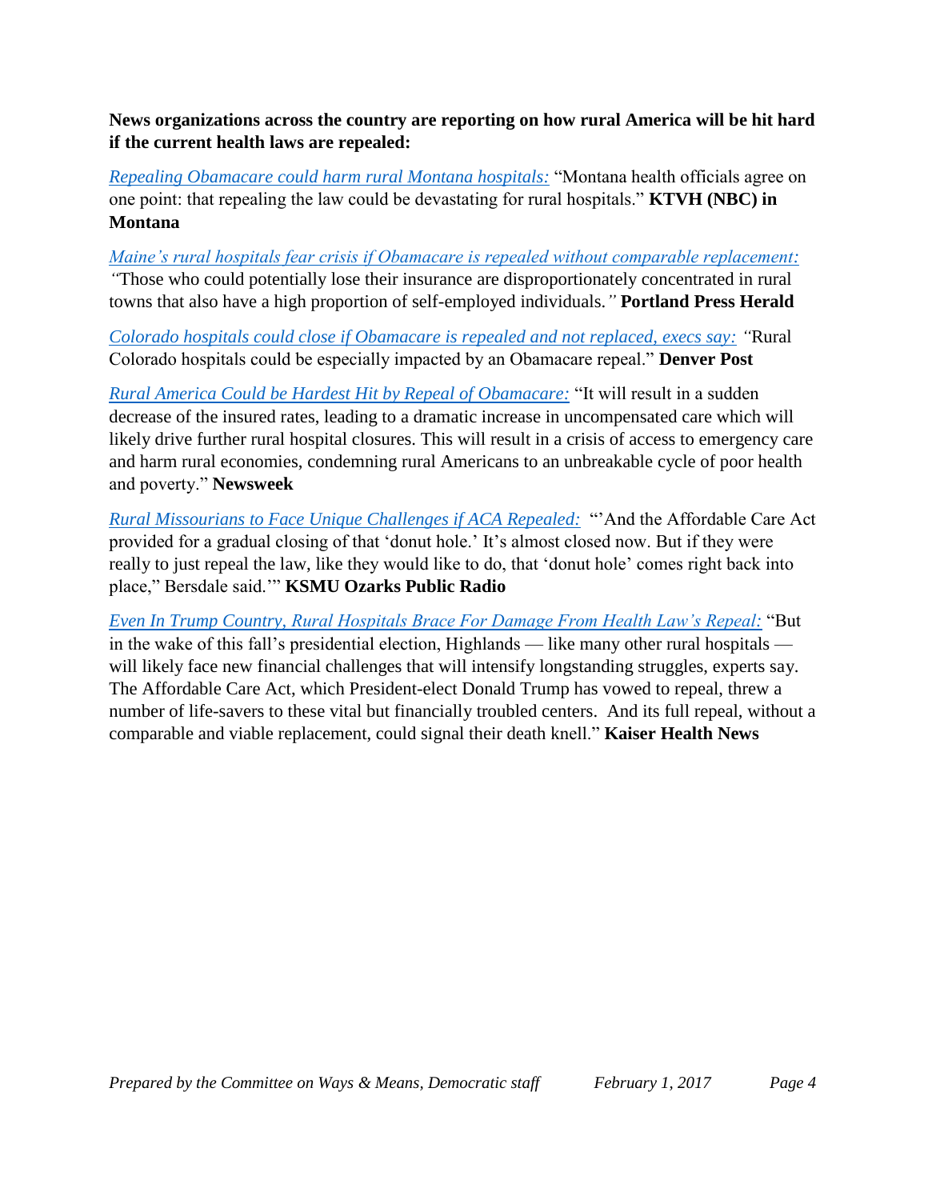**News organizations across the country are reporting on how rural America will be hit hard if the current health laws are repealed:**

*Repealing Obamacare could harm rural Montana hospitals:* "Montana health officials agree on one point: that repealing the law could be devastating for rural hospitals." **KTVH (NBC) in Montana**

*Maine's rural hospitals fear crisis if Obamacare is repealed without comparable replacement:* *"*Those who could potentially lose their insurance are disproportionately concentrated in rural towns that also have a high proportion of self-employed individuals.*"* **Portland Press Herald**

*Colorado hospitals could close if Obamacare is repealed and not replaced, execs say:* *"*Rural Colorado hospitals could be especially impacted by an Obamacare repeal." **Denver Post**

*Rural America Could be Hardest Hit by Repeal of Obamacare:* "It will result in a sudden decrease of the insured rates, leading to a dramatic increase in uncompensated care which will likely drive further rural hospital closures. This will result in a crisis of access to emergency care and harm rural economies, condemning rural Americans to an unbreakable cycle of poor health and poverty." **Newsweek**

*Rural Missourians to Face Unique Challenges if ACA Repealed:* "'And the Affordable Care Act provided for a gradual closing of that 'donut hole.' It's almost closed now. But if they were really to just repeal the law, like they would like to do, that 'donut hole' comes right back into place," Bersdale said.'" **KSMU Ozarks Public Radio**

*Even In Trump Country, Rural Hospitals Brace For Damage From Health Law's Repeal:* "But in the wake of this fall's presidential election, Highlands — like many other rural hospitals — will likely face new financial challenges that will intensify longstanding struggles, experts say. The Affordable Care Act, which President-elect Donald Trump has vowed to repeal, threw a number of life-savers to these vital but financially troubled centers. And its full repeal, without a comparable and viable replacement, could signal their death knell." **Kaiser Health News**